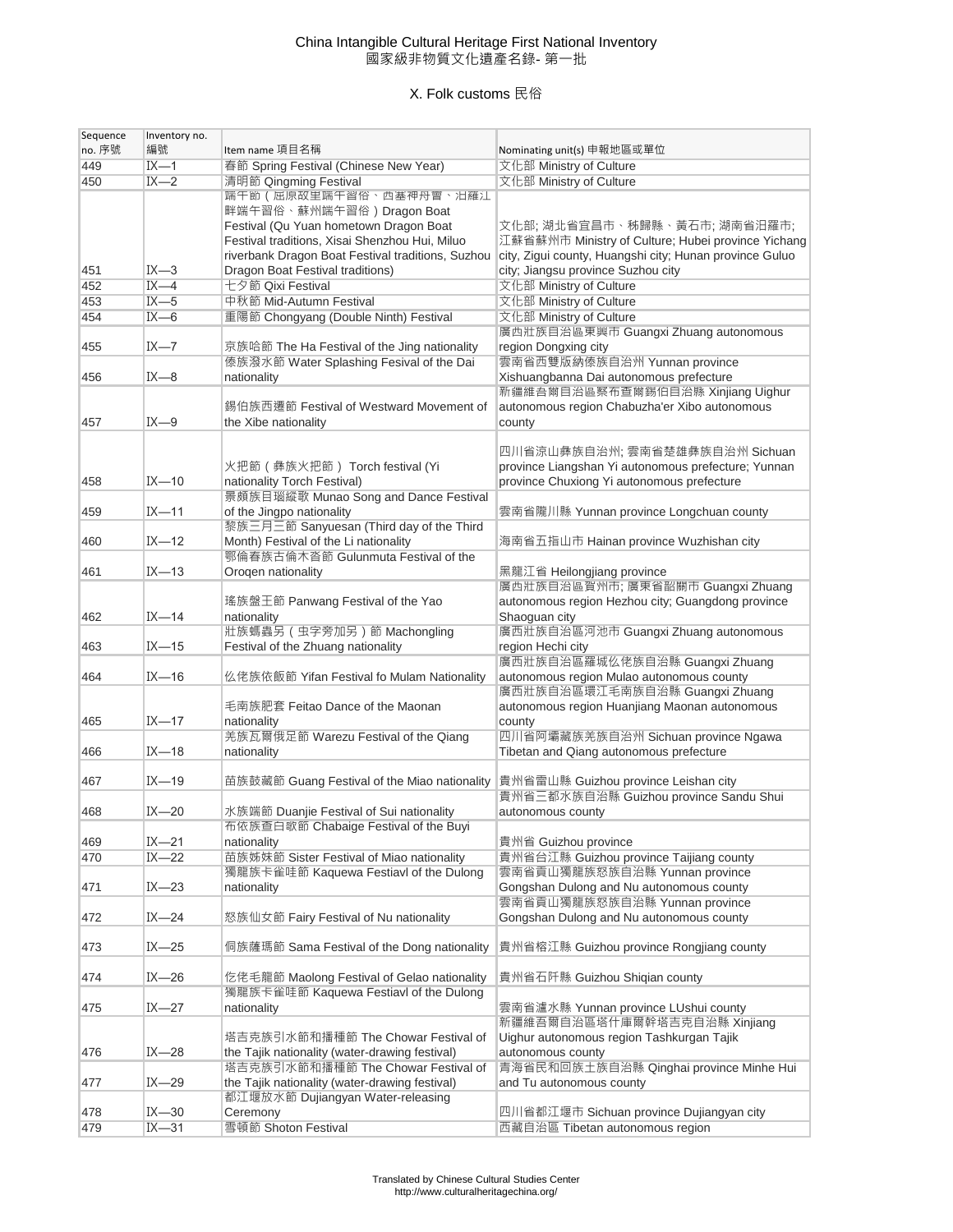# China Intangible Cultural Heritage First National Inventory
# 國家級非物質文化遺產名錄- 第一批

## X. Folk customs 民俗

| Sequence no. 序號 | Inventory no. 編號 | Item name 項目名稱 | Nominating unit(s) 申報地區或單位 |
|---|---|---|---|
| 449 | IX—1 | 春節 Spring Festival (Chinese New Year) | 文化部 Ministry of Culture |
| 450 | IX—2 | 清明節 Qingming Festival | 文化部 Ministry of Culture |
| 451 | IX—3 | 端午節（屈原故里端午習俗、西塞神舟會、汨羅江畔端午習俗、蘇州端午習俗）Dragon Boat Festival (Qu Yuan hometown Dragon Boat Festival traditions, Xisai Shenzhou Hui, Miluo riverbank Dragon Boat Festival traditions, Suzhou Dragon Boat Festival traditions) | 文化部; 湖北省宜昌市、秭歸縣、黃石市; 湖南省汨羅市; 江蘇省蘇州市 Ministry of Culture; Hubei province Yichang city, Zigui county, Huangshi city; Hunan province Guluo city; Jiangsu province Suzhou city |
| 452 | IX—4 | 七夕節 Qixi Festival | 文化部 Ministry of Culture |
| 453 | IX—5 | 中秋節 Mid-Autumn Festival | 文化部 Ministry of Culture |
| 454 | IX—6 | 重陽節 Chongyang (Double Ninth) Festival | 文化部 Ministry of Culture |
| 455 | IX—7 | 京族哈節 The Ha Festival of the Jing nationality | 廣西壯族自治區東興市 Guangxi Zhuang autonomous region Dongxing city |
| 456 | IX—8 | 傣族潑水節 Water Splashing Fesival of the Dai nationality | 雲南省西雙版納傣族自治州 Yunnan province Xishuangbanna Dai autonomous prefecture |
| 457 | IX—9 | 錫伯族西遷節 Festival of Westward Movement of the Xibe nationality | 新疆維吾爾自治區察布查爾錫伯自治縣 Xinjiang Uighur autonomous region Chabuzha'er Xibo autonomous county |
| 458 | IX—10 | 火把節（彝族火把節） Torch festival (Yi nationality Torch Festival) | 四川省涼山彝族自治州; 雲南省楚雄彝族自治州 Sichuan province Liangshan Yi autonomous prefecture; Yunnan province Chuxiong Yi autonomous prefecture |
| 459 | IX—11 | 景頗族目瑙縱歌 Munao Song and Dance Festival of the Jingpo nationality | 雲南省隴川縣 Yunnan province Longchuan county |
| 460 | IX—12 | 黎族三月三節 Sanyuesan (Third day of the Third Month) Festival of the Li nationality | 海南省五指山市 Hainan province Wuzhishan city |
| 461 | IX—13 | 鄂倫春族古倫木沓節 Gulunmuta Festival of the Oroqen nationality | 黑龍江省 Heilongjiang province |
| 462 | IX—14 | 瑤族盤王節 Panwang Festival of the Yao nationality | 廣西壯族自治區賀州市; 廣東省韶關市 Guangxi Zhuang autonomous region Hezhou city; Guangdong province Shaoguan city |
| 463 | IX—15 | 壯族螞蟲另（虫字旁加另）節 Machongling Festival of the Zhuang nationality | 廣西壯族自治區河池市 Guangxi Zhuang autonomous region Hechi city |
| 464 | IX—16 | 仫佬族依飯節 Yifan Festival fo Mulam Nationality | 廣西壯族自治區羅城仫佬族自治縣 Guangxi Zhuang autonomous region Mulao autonomous county |
| 465 | IX—17 | 毛南族肥套 Feitao Dance of the Maonan nationality | 廣西壯族自治區環江毛南族自治縣 Guangxi Zhuang autonomous region Huanjiang Maonan autonomous county |
| 466 | IX—18 | 羌族瓦爾俄足節 Warezu Festival of the Qiang nationality | 四川省阿壩藏族羌族自治州 Sichuan province Ngawa Tibetan and Qiang autonomous prefecture |
| 467 | IX—19 | 苗族鼓藏節 Guang Festival of the Miao nationality | 貴州省雷山縣 Guizhou province Leishan city |
| 468 | IX—20 | 水族端節 Duanjie Festival of Sui nationality | 貴州省三都水族自治縣 Guizhou province Sandu Shui autonomous county |
| 469 | IX—21 | 布依族查白歌節 Chabaige Festival of the Buyi nationality | 貴州省 Guizhou province |
| 470 | IX—22 | 苗族姊妹節 Sister Festival of Miao nationality | 貴州省台江縣 Guizhou province Taijiang county |
| 471 | IX—23 | 獨龍族卡雀哇節 Kaquewa Festiavl of the Dulong nationality | 雲南省貢山獨龍族怒族自治縣 Yunnan province Gongshan Dulong and Nu autonomous county |
| 472 | IX—24 | 怒族仙女節 Fairy Festival of Nu nationality | 雲南省貢山獨龍族怒族自治縣 Yunnan province Gongshan Dulong and Nu autonomous county |
| 473 | IX—25 | 侗族薩瑪節 Sama Festival of the Dong nationality | 貴州省榕江縣 Guizhou province Rongjiang county |
| 474 | IX—26 | 仡佬毛龍節 Maolong Festival of Gelao nationality | 貴州省石阡縣 Guizhou Shiqian county |
| 475 | IX—27 | 獨龍族卡雀哇節 Kaquewa Festiavl of the Dulong nationality | 雲南省瀘水縣 Yunnan province LUshui county |
| 476 | IX—28 | 塔吉克族引水節和播種節 The Chowar Festival of the Tajik nationality (water-drawing festival) | 新疆維吾爾自治區塔什庫爾幹塔吉克自治縣 Xinjiang Uighur autonomous region Tashkurgan Tajik autonomous county |
| 477 | IX—29 | 塔吉克族引水節和播種節 The Chowar Festival of the Tajik nationality (water-drawing festival) | 青海省民和回族土族自治縣 Qinghai province Minhe Hui and Tu autonomous county |
| 478 | IX—30 | 都江堰放水節 Dujiangyan Water-releasing Ceremony | 四川省都江堰市 Sichuan province Dujiangyan city |
| 479 | IX—31 | 雪頓節 Shoton Festival | 西藏自治區 Tibetan autonomous region |

Translated by Chinese Cultural Studies Center
http://www.culturalheritagechina.org/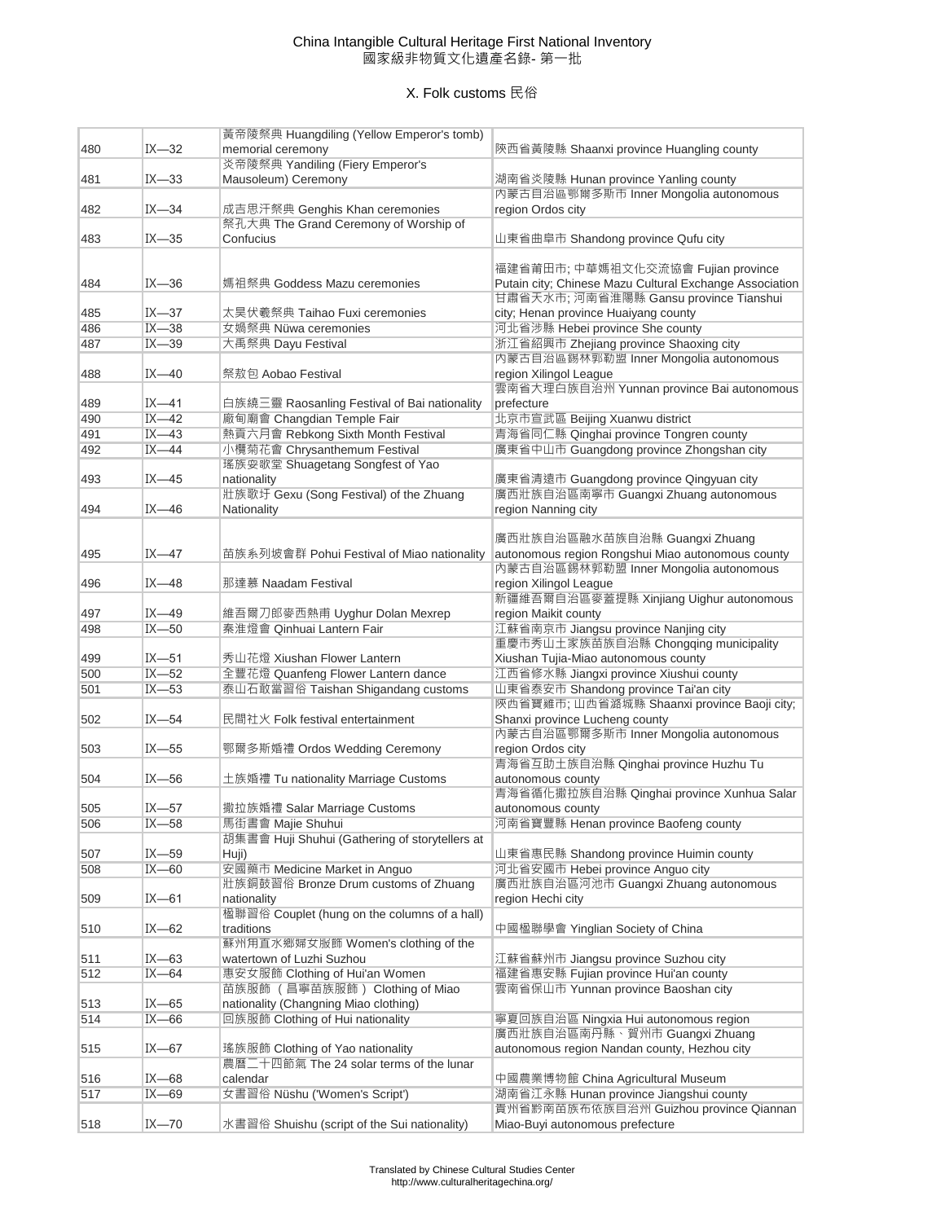China Intangible Cultural Heritage First National Inventory
國家級非物質文化遺產名錄- 第一批

## X. Folk customs 民俗

| | | | |
|---|---|---|---|
| 480 | IX—32 | 黃帝陵祭典 Huangdiling (Yellow Emperor's tomb) memorial ceremony | 陝西省黃陵縣 Shaanxi province Huangling county |
| 481 | IX—33 | 炎帝陵祭典 Yandiling (Fiery Emperor's Mausoleum) Ceremony | 湖南省炎陵縣 Hunan province Yanling county |
| 482 | IX—34 | 成吉思汗祭典 Genghis Khan ceremonies | 內蒙古自治區鄂爾多斯市 Inner Mongolia autonomous region Ordos city |
| 483 | IX—35 | 祭孔大典 The Grand Ceremony of Worship of Confucius | 山東省曲阜市 Shandong province Qufu city |
| 484 | IX—36 | 媽祖祭典 Goddess Mazu ceremonies | 福建省莆田市; 中華媽祖文化交流協會 Fujian province Putain city; Chinese Mazu Cultural Exchange Association |
| 485 | IX—37 | 太昊伏羲祭典 Taihao Fuxi ceremonies | 甘肅省天水市; 河南省淮陽縣 Gansu province Tianshui city; Henan province Huaiyang county |
| 486 | IX—38 | 女媧祭典 Nüwa ceremonies | 河北省涉縣 Hebei province She county |
| 487 | IX—39 | 大禹祭典 Dayu Festival | 浙江省紹興市 Zhejiang province Shaoxing city |
| 488 | IX—40 | 祭敖包 Aobao Festival | 內蒙古自治區錫林郭勒盟 Inner Mongolia autonomous region Xilingol League |
| 489 | IX—41 | 白族繞三靈 Raosanling Festival of Bai nationality | 雲南省大理白族自治州 Yunnan province Bai autonomous prefecture |
| 490 | IX—42 | 廠甸廟會 Changdian Temple Fair | 北京市宣武區 Beijing Xuanwu district |
| 491 | IX—43 | 熱貢六月會 Rebkong Sixth Month Festival | 青海省同仁縣 Qinghai province Tongren county |
| 492 | IX—44 | 小欖菊花會 Chrysanthemum Festival | 廣東省中山市 Guangdong province Zhongshan city |
| 493 | IX—45 | 瑤族耍歌堂 Shuagetang Songfest of Yao nationality | 廣東省清遠市 Guangdong province Qingyuan city |
| 494 | IX—46 | 壯族歌圩 Gexu (Song Festival) of the Zhuang Nationality | 廣西壯族自治區南寧市 Guangxi Zhuang autonomous region Nanning city |
| 495 | IX—47 | 苗族系列坡會群 Pohui Festival of Miao nationality | 廣西壯族自治區融水苗族自治縣 Guangxi Zhuang autonomous region Rongshui Miao autonomous county |
| 496 | IX—48 | 那達慕 Naadam Festival | 內蒙古自治區錫林郭勒盟 Inner Mongolia autonomous region Xilingol League |
| 497 | IX—49 | 維吾爾刀郎麥西熱甫 Uyghur Dolan Mexrep | 新疆維吾爾自治區麥蓋提縣 Xinjiang Uighur autonomous region Maikit county |
| 498 | IX—50 | 秦淮燈會 Qinhuai Lantern Fair | 江蘇省南京市 Jiangsu province Nanjing city |
| 499 | IX—51 | 秀山花燈 Xiushan Flower Lantern | 重慶市秀山土家族苗族自治縣 Chongqing municipality Xiushan Tujia-Miao autonomous county |
| 500 | IX—52 | 全豐花燈 Quanfeng Flower Lantern dance | 江西省修水縣 Jiangxi province Xiushui county |
| 501 | IX—53 | 泰山石敢當習俗 Taishan Shigandang customs | 山東省泰安市 Shandong province Tai'an city |
| 502 | IX—54 | 民間社火 Folk festival entertainment | 陝西省寶雞市; 山西省潞城縣 Shaanxi province Baoji city; Shanxi province Lucheng county |
| 503 | IX—55 | 鄂爾多斯婚禮 Ordos Wedding Ceremony | 內蒙古自治區鄂爾多斯市 Inner Mongolia autonomous region Ordos city |
| 504 | IX—56 | 土族婚禮 Tu nationality Marriage Customs | 青海省互助土族自治縣 Qinghai province Huzhu Tu autonomous county |
| 505 | IX—57 | 撒拉族婚禮 Salar Marriage Customs | 青海省循化撒拉族自治縣 Qinghai province Xunhua Salar autonomous county |
| 506 | IX—58 | 馬街書會 Majie Shuhui | 河南省寶豐縣 Henan province Baofeng county |
| 507 | IX—59 | 胡集書會 Huji Shuhui (Gathering of storytellers at Huji) | 山東省惠民縣 Shandong province Huimin county |
| 508 | IX—60 | 安國藥市 Medicine Market in Anguo | 河北省安國市 Hebei province Anguo city |
| 509 | IX—61 | 壯族銅鼓習俗 Bronze Drum customs of Zhuang nationality | 廣西壯族自治區河池市 Guangxi Zhuang autonomous region Hechi city |
| 510 | IX—62 | 楹聯習俗 Couplet (hung on the columns of a hall) traditions | 中國楹聯學會 Yinglian Society of China |
| 511 | IX—63 | 蘇州甪直水鄉婦女服飾 Women's clothing of the watertown of Luzhi Suzhou | 江蘇省蘇州市 Jiangsu province Suzhou city |
| 512 | IX—64 | 惠安女服飾 Clothing of Hui'an Women | 福建省惠安縣 Fujian province Hui'an county |
| 513 | IX—65 | 苗族服飾 （昌寧苗族服飾） Clothing of Miao nationality (Changning Miao clothing) | 雲南省保山市 Yunnan province Baoshan city |
| 514 | IX—66 | 回族服飾 Clothing of Hui nationality | 寧夏回族自治區 Ningxia Hui autonomous region |
| 515 | IX—67 | 瑤族服飾 Clothing of Yao nationality | 廣西壯族自治區南丹縣、賀州市 Guangxi Zhuang autonomous region Nandan county, Hezhou city |
| 516 | IX—68 | 農曆二十四節氣 The 24 solar terms of the lunar calendar | 中國農業博物館 China Agricultural Museum |
| 517 | IX—69 | 女書習俗 Nüshu ('Women's Script') | 湖南省江永縣 Hunan province Jiangshui county |
| 518 | IX—70 | 水書習俗 Shuishu (script of the Sui nationality) | 貴州省黔南苗族布依族自治州 Guizhou province Qiannan Miao-Buyi autonomous prefecture |

Translated by Chinese Cultural Studies Center
http://www.culturalheritagechina.org/